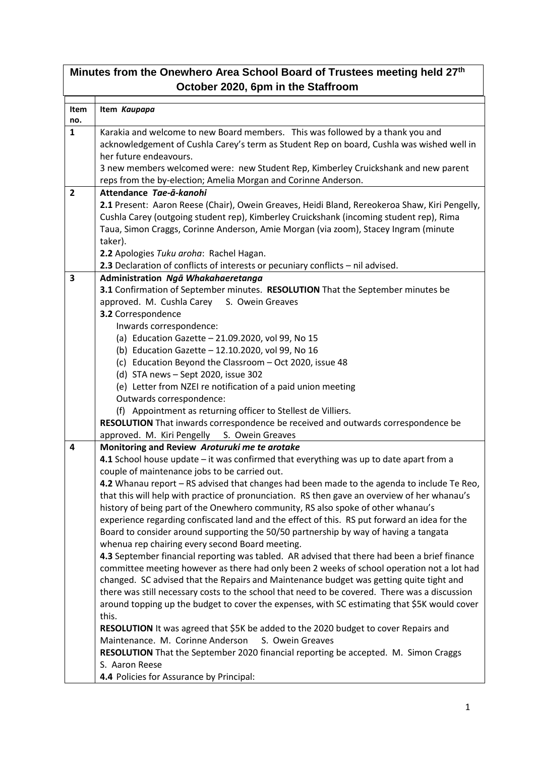# Minutes from the Onewhero Area School Board of Trustees meeting held 27th October 2020, 6pm in the Staffroom

| Item no. | Item *Kaupapa* |
|---|---|
| **1** | Karakia and welcome to new Board members. This was followed by a thank you and acknowledgement of Cushla Carey's term as Student Rep on board, Cushla was wished well in her future endeavours.<br>3 new members welcomed were: new Student Rep, Kimberley Cruickshank and new parent reps from the by-election; Amelia Morgan and Corinne Anderson. |
| **2** | **Attendance** ***Tae-ā-kanohi***<br>**2.1** Present: Aaron Reese (Chair), Owein Greaves, Heidi Bland, Rereokeroa Shaw, Kiri Pengelly, Cushla Carey (outgoing student rep), Kimberley Cruickshank (incoming student rep), Rima Taua, Simon Craggs, Corinne Anderson, Amie Morgan (via zoom), Stacey Ingram (minute taker).<br>**2.2** Apologies *Tuku aroha*: Rachel Hagan.<br>**2.3** Declaration of conflicts of interests or pecuniary conflicts – nil advised. |
| **3** | **Administration** ***Ngā Whakahaeretanga***<br>**3.1** Confirmation of September minutes. **RESOLUTION** That the September minutes be approved. M. Cushla Carey S. Owein Greaves<br>**3.2** Correspondence<br>Inwards correspondence:<br>(a) Education Gazette – 21.09.2020, vol 99, No 15<br>(b) Education Gazette – 12.10.2020, vol 99, No 16<br>(c) Education Beyond the Classroom – Oct 2020, issue 48<br>(d) STA news – Sept 2020, issue 302<br>(e) Letter from NZEI re notification of a paid union meeting<br>Outwards correspondence:<br>(f) Appointment as returning officer to Stellest de Villiers.<br>**RESOLUTION** That inwards correspondence be received and outwards correspondence be approved. M. Kiri Pengelly S. Owein Greaves |
| **4** | **Monitoring and Review** ***Aroturuki me te arotake***<br>**4.1** School house update – it was confirmed that everything was up to date apart from a couple of maintenance jobs to be carried out.<br>**4.2** Whanau report – RS advised that changes had been made to the agenda to include Te Reo, that this will help with practice of pronunciation. RS then gave an overview of her whanau's history of being part of the Onewhero community, RS also spoke of other whanau's experience regarding confiscated land and the effect of this. RS put forward an idea for the Board to consider around supporting the 50/50 partnership by way of having a tangata whenua rep chairing every second Board meeting.<br>**4.3** September financial reporting was tabled. AR advised that there had been a brief finance committee meeting however as there had only been 2 weeks of school operation not a lot had changed. SC advised that the Repairs and Maintenance budget was getting quite tight and there was still necessary costs to the school that need to be covered. There was a discussion around topping up the budget to cover the expenses, with SC estimating that \$5K would cover this.<br>**RESOLUTION** It was agreed that \$5K be added to the 2020 budget to cover Repairs and Maintenance. M. Corinne Anderson S. Owein Greaves<br>**RESOLUTION** That the September 2020 financial reporting be accepted. M. Simon Craggs S. Aaron Reese<br>**4.4** Policies for Assurance by Principal: |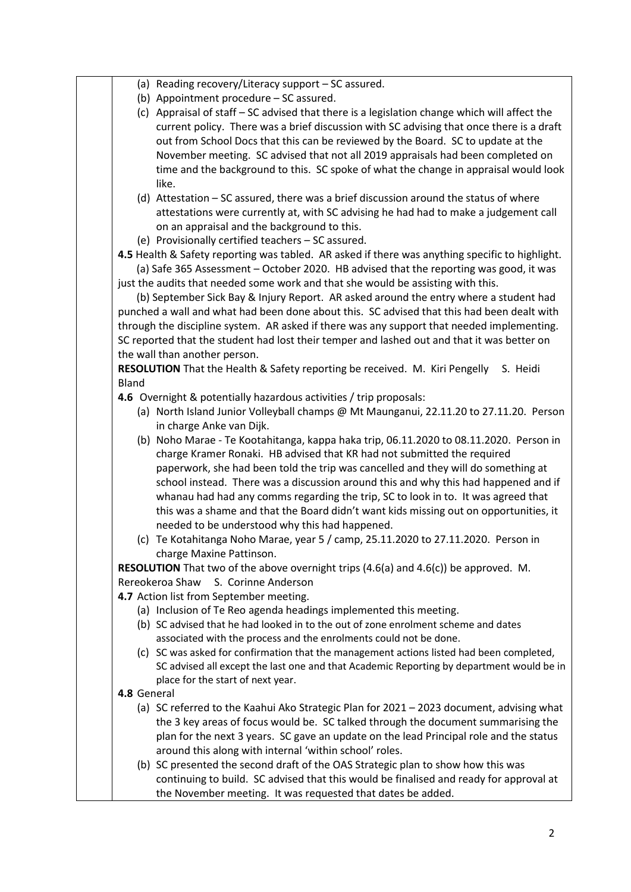(a) Reading recovery/Literacy support – SC assured.

(b) Appointment procedure – SC assured.

(c) Appraisal of staff – SC advised that there is a legislation change which will affect the current policy. There was a brief discussion with SC advising that once there is a draft out from School Docs that this can be reviewed by the Board. SC to update at the November meeting. SC advised that not all 2019 appraisals had been completed on time and the background to this. SC spoke of what the change in appraisal would look like.

(d) Attestation – SC assured, there was a brief discussion around the status of where attestations were currently at, with SC advising he had had to make a judgement call on an appraisal and the background to this.

(e) Provisionally certified teachers – SC assured.

**4.5** Health & Safety reporting was tabled. AR asked if there was anything specific to highlight.

(a) Safe 365 Assessment – October 2020. HB advised that the reporting was good, it was just the audits that needed some work and that she would be assisting with this.

(b) September Sick Bay & Injury Report. AR asked around the entry where a student had punched a wall and what had been done about this. SC advised that this had been dealt with through the discipline system. AR asked if there was any support that needed implementing. SC reported that the student had lost their temper and lashed out and that it was better on the wall than another person.

**RESOLUTION** That the Health & Safety reporting be received. M. Kiri Pengelly S. Heidi Bland

**4.6** Overnight & potentially hazardous activities / trip proposals:

(a) North Island Junior Volleyball champs @ Mt Maunganui, 22.11.20 to 27.11.20. Person in charge Anke van Dijk.

(b) Noho Marae - Te Kootahitanga, kappa haka trip, 06.11.2020 to 08.11.2020. Person in charge Kramer Ronaki. HB advised that KR had not submitted the required paperwork, she had been told the trip was cancelled and they will do something at school instead. There was a discussion around this and why this had happened and if whanau had had any comms regarding the trip, SC to look in to. It was agreed that this was a shame and that the Board didn't want kids missing out on opportunities, it needed to be understood why this had happened.

(c) Te Kotahitanga Noho Marae, year 5 / camp, 25.11.2020 to 27.11.2020. Person in charge Maxine Pattinson.

**RESOLUTION** That two of the above overnight trips (4.6(a) and 4.6(c)) be approved. M. Rereokeroa Shaw S. Corinne Anderson

**4.7** Action list from September meeting.

(a) Inclusion of Te Reo agenda headings implemented this meeting.

(b) SC advised that he had looked in to the out of zone enrolment scheme and dates associated with the process and the enrolments could not be done.

(c) SC was asked for confirmation that the management actions listed had been completed, SC advised all except the last one and that Academic Reporting by department would be in place for the start of next year.

**4.8** General

(a) SC referred to the Kaahui Ako Strategic Plan for 2021 – 2023 document, advising what the 3 key areas of focus would be. SC talked through the document summarising the plan for the next 3 years. SC gave an update on the lead Principal role and the status around this along with internal 'within school' roles.

(b) SC presented the second draft of the OAS Strategic plan to show how this was continuing to build. SC advised that this would be finalised and ready for approval at the November meeting. It was requested that dates be added.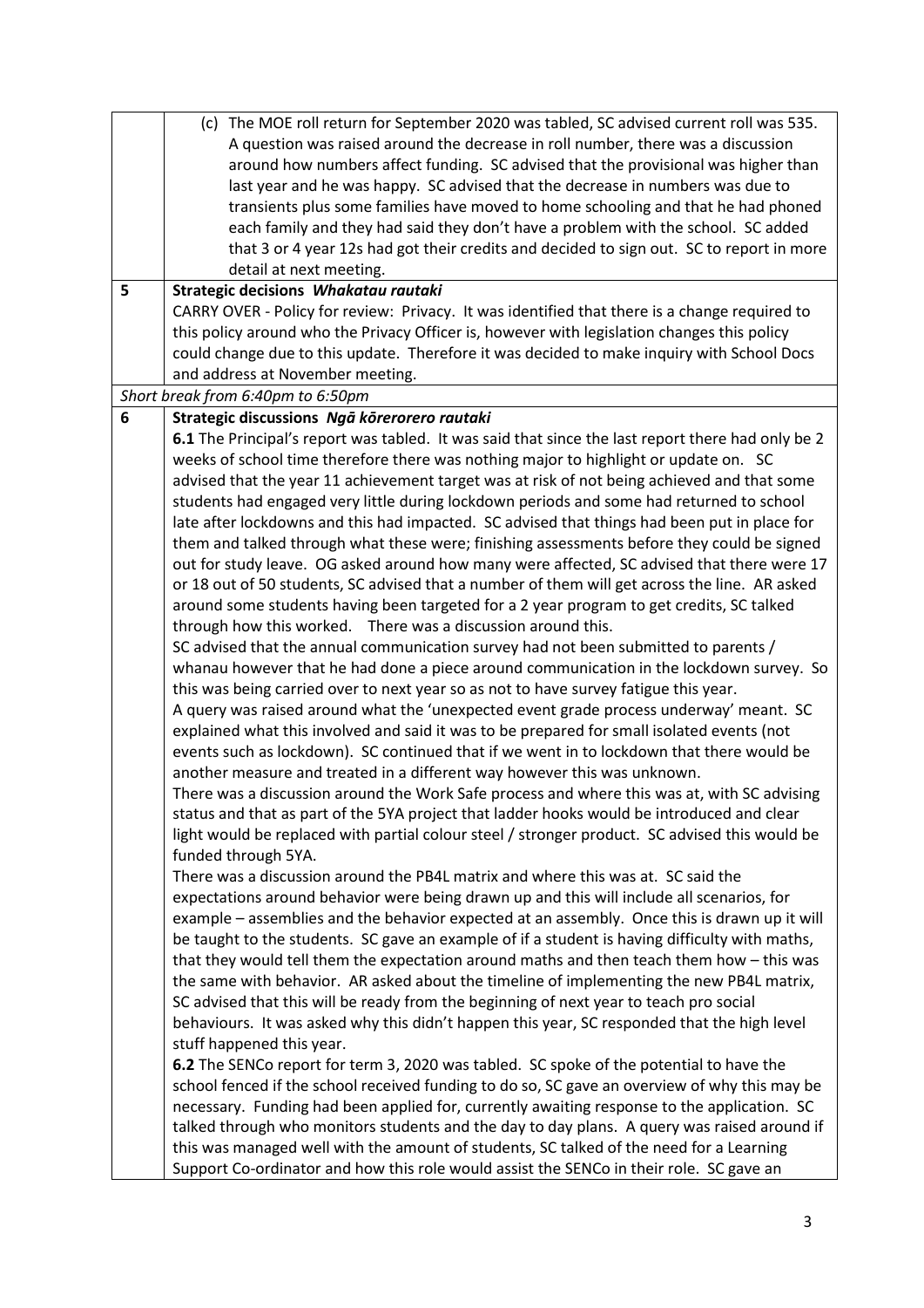| | |
|---|---|
| | (c) The MOE roll return for September 2020 was tabled, SC advised current roll was 535. A question was raised around the decrease in roll number, there was a discussion around how numbers affect funding. SC advised that the provisional was higher than last year and he was happy. SC advised that the decrease in numbers was due to transients plus some families have moved to home schooling and that he had phoned each family and they had said they don't have a problem with the school. SC added that 3 or 4 year 12s had got their credits and decided to sign out. SC to report in more detail at next meeting. |
| **5** | **Strategic decisions *Whakatau rautaki***<br>CARRY OVER - Policy for review: Privacy. It was identified that there is a change required to this policy around who the Privacy Officer is, however with legislation changes this policy could change due to this update. Therefore it was decided to make inquiry with School Docs and address at November meeting. |
| *Short break from 6:40pm to 6:50pm* | |
| **6** | **Strategic discussions *Ngā kōrerorero rautaki***<br>**6.1** The Principal's report was tabled. It was said that since the last report there had only be 2 weeks of school time therefore there was nothing major to highlight or update on. SC advised that the year 11 achievement target was at risk of not being achieved and that some students had engaged very little during lockdown periods and some had returned to school late after lockdowns and this had impacted. SC advised that things had been put in place for them and talked through what these were; finishing assessments before they could be signed out for study leave. OG asked around how many were affected, SC advised that there were 17 or 18 out of 50 students, SC advised that a number of them will get across the line. AR asked around some students having been targeted for a 2 year program to get credits, SC talked through how this worked. There was a discussion around this.<br>SC advised that the annual communication survey had not been submitted to parents / whanau however that he had done a piece around communication in the lockdown survey. So this was being carried over to next year so as not to have survey fatigue this year.<br>A query was raised around what the 'unexpected event grade process underway' meant. SC explained what this involved and said it was to be prepared for small isolated events (not events such as lockdown). SC continued that if we went in to lockdown that there would be another measure and treated in a different way however this was unknown.<br>There was a discussion around the Work Safe process and where this was at, with SC advising status and that as part of the 5YA project that ladder hooks would be introduced and clear light would be replaced with partial colour steel / stronger product. SC advised this would be funded through 5YA.<br>There was a discussion around the PB4L matrix and where this was at. SC said the expectations around behavior were being drawn up and this will include all scenarios, for example – assemblies and the behavior expected at an assembly. Once this is drawn up it will be taught to the students. SC gave an example of if a student is having difficulty with maths, that they would tell them the expectation around maths and then teach them how – this was the same with behavior. AR asked about the timeline of implementing the new PB4L matrix, SC advised that this will be ready from the beginning of next year to teach pro social behaviours. It was asked why this didn't happen this year, SC responded that the high level stuff happened this year.<br>**6.2** The SENCo report for term 3, 2020 was tabled. SC spoke of the potential to have the school fenced if the school received funding to do so, SC gave an overview of why this may be necessary. Funding had been applied for, currently awaiting response to the application. SC talked through who monitors students and the day to day plans. A query was raised around if this was managed well with the amount of students, SC talked of the need for a Learning Support Co-ordinator and how this role would assist the SENCo in their role. SC gave an |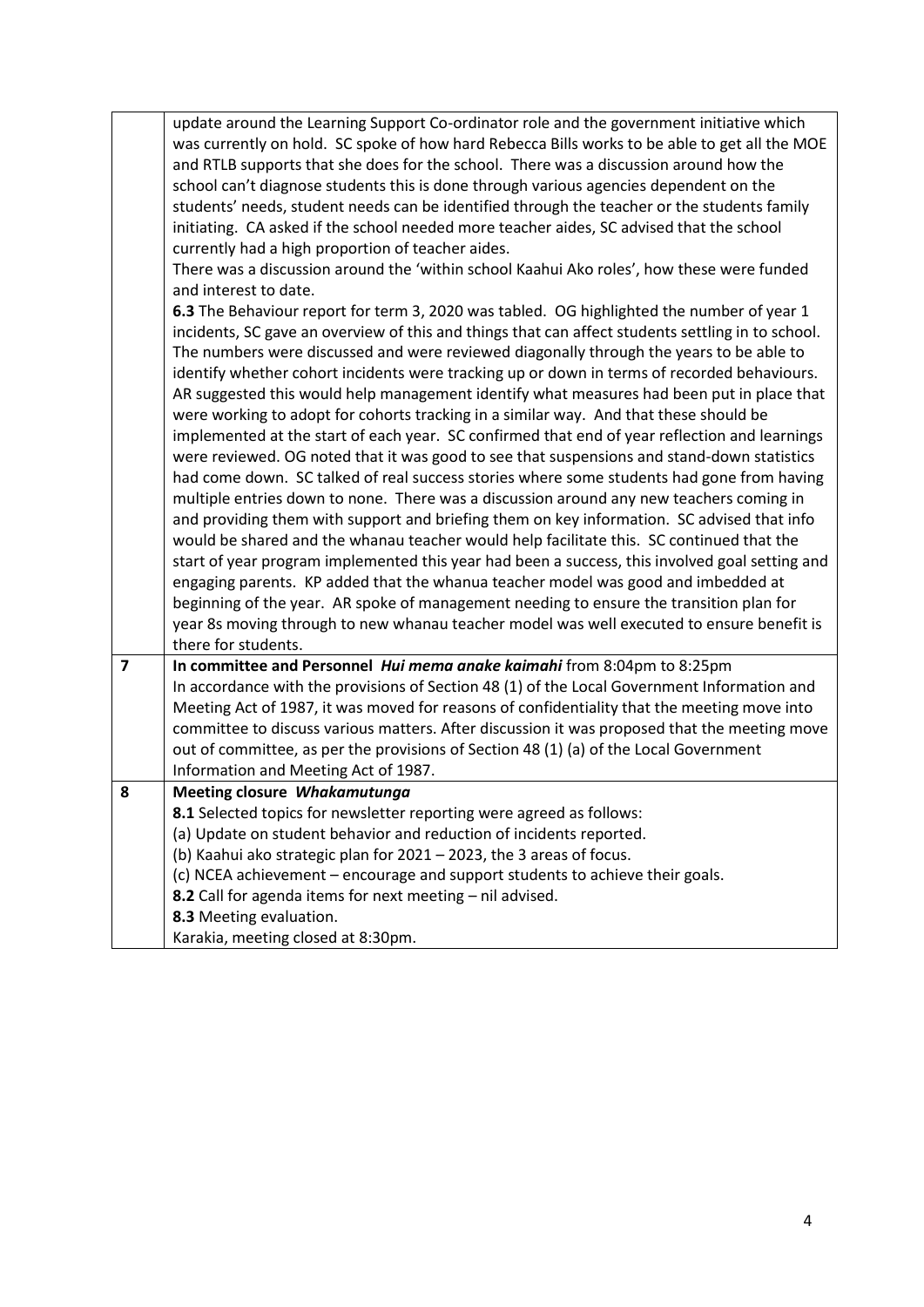| | |
|---|---|
| | update around the Learning Support Co-ordinator role and the government initiative which was currently on hold. SC spoke of how hard Rebecca Bills works to be able to get all the MOE and RTLB supports that she does for the school. There was a discussion around how the school can't diagnose students this is done through various agencies dependent on the students' needs, student needs can be identified through the teacher or the students family initiating. CA asked if the school needed more teacher aides, SC advised that the school currently had a high proportion of teacher aides.<br>There was a discussion around the 'within school Kaahui Ako roles', how these were funded and interest to date.<br>**6.3** The Behaviour report for term 3, 2020 was tabled. OG highlighted the number of year 1 incidents, SC gave an overview of this and things that can affect students settling in to school. The numbers were discussed and were reviewed diagonally through the years to be able to identify whether cohort incidents were tracking up or down in terms of recorded behaviours. AR suggested this would help management identify what measures had been put in place that were working to adopt for cohorts tracking in a similar way. And that these should be implemented at the start of each year. SC confirmed that end of year reflection and learnings were reviewed. OG noted that it was good to see that suspensions and stand-down statistics had come down. SC talked of real success stories where some students had gone from having multiple entries down to none. There was a discussion around any new teachers coming in and providing them with support and briefing them on key information. SC advised that info would be shared and the whanau teacher would help facilitate this. SC continued that the start of year program implemented this year had been a success, this involved goal setting and engaging parents. KP added that the whanua teacher model was good and imbedded at beginning of the year. AR spoke of management needing to ensure the transition plan for year 8s moving through to new whanau teacher model was well executed to ensure benefit is there for students. |
| **7** | **In committee and Personnel** ***Hui mema anake kaimahi*** from 8:04pm to 8:25pm<br>In accordance with the provisions of Section 48 (1) of the Local Government Information and Meeting Act of 1987, it was moved for reasons of confidentiality that the meeting move into committee to discuss various matters. After discussion it was proposed that the meeting move out of committee, as per the provisions of Section 48 (1) (a) of the Local Government Information and Meeting Act of 1987. |
| **8** | **Meeting closure** ***Whakamutunga***<br>**8.1** Selected topics for newsletter reporting were agreed as follows:<br>(a) Update on student behavior and reduction of incidents reported.<br>(b) Kaahui ako strategic plan for 2021 – 2023, the 3 areas of focus.<br>(c) NCEA achievement – encourage and support students to achieve their goals.<br>**8.2** Call for agenda items for next meeting – nil advised.<br>**8.3** Meeting evaluation.<br>Karakia, meeting closed at 8:30pm. |